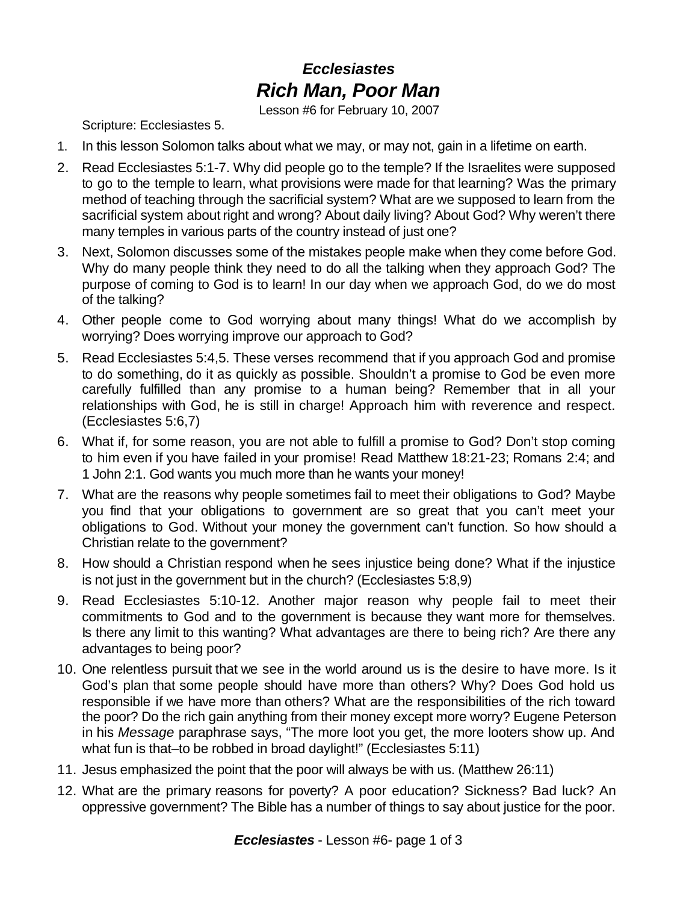# *Ecclesiastes*
# *Rich Man, Poor Man*

Lesson #6 for February 10, 2007

Scripture: Ecclesiastes 5.

1. In this lesson Solomon talks about what we may, or may not, gain in a lifetime on earth.
2. Read Ecclesiastes 5:1-7. Why did people go to the temple? If the Israelites were supposed to go to the temple to learn, what provisions were made for that learning? Was the primary method of teaching through the sacrificial system? What are we supposed to learn from the sacrificial system about right and wrong? About daily living? About God? Why weren't there many temples in various parts of the country instead of just one?
3. Next, Solomon discusses some of the mistakes people make when they come before God. Why do many people think they need to do all the talking when they approach God? The purpose of coming to God is to learn! In our day when we approach God, do we do most of the talking?
4. Other people come to God worrying about many things! What do we accomplish by worrying? Does worrying improve our approach to God?
5. Read Ecclesiastes 5:4,5. These verses recommend that if you approach God and promise to do something, do it as quickly as possible. Shouldn't a promise to God be even more carefully fulfilled than any promise to a human being? Remember that in all your relationships with God, he is still in charge! Approach him with reverence and respect. (Ecclesiastes 5:6,7)
6. What if, for some reason, you are not able to fulfill a promise to God? Don't stop coming to him even if you have failed in your promise! Read Matthew 18:21-23; Romans 2:4; and 1 John 2:1. God wants you much more than he wants your money!
7. What are the reasons why people sometimes fail to meet their obligations to God? Maybe you find that your obligations to government are so great that you can't meet your obligations to God. Without your money the government can't function. So how should a Christian relate to the government?
8. How should a Christian respond when he sees injustice being done? What if the injustice is not just in the government but in the church? (Ecclesiastes 5:8,9)
9. Read Ecclesiastes 5:10-12. Another major reason why people fail to meet their commitments to God and to the government is because they want more for themselves. Is there any limit to this wanting? What advantages are there to being rich? Are there any advantages to being poor?
10. One relentless pursuit that we see in the world around us is the desire to have more. Is it God's plan that some people should have more than others? Why? Does God hold us responsible if we have more than others? What are the responsibilities of the rich toward the poor? Do the rich gain anything from their money except more worry? Eugene Peterson in his *Message* paraphrase says, "The more loot you get, the more looters show up. And what fun is that–to be robbed in broad daylight!" (Ecclesiastes 5:11)
11. Jesus emphasized the point that the poor will always be with us. (Matthew 26:11)
12. What are the primary reasons for poverty? A poor education? Sickness? Bad luck? An oppressive government? The Bible has a number of things to say about justice for the poor.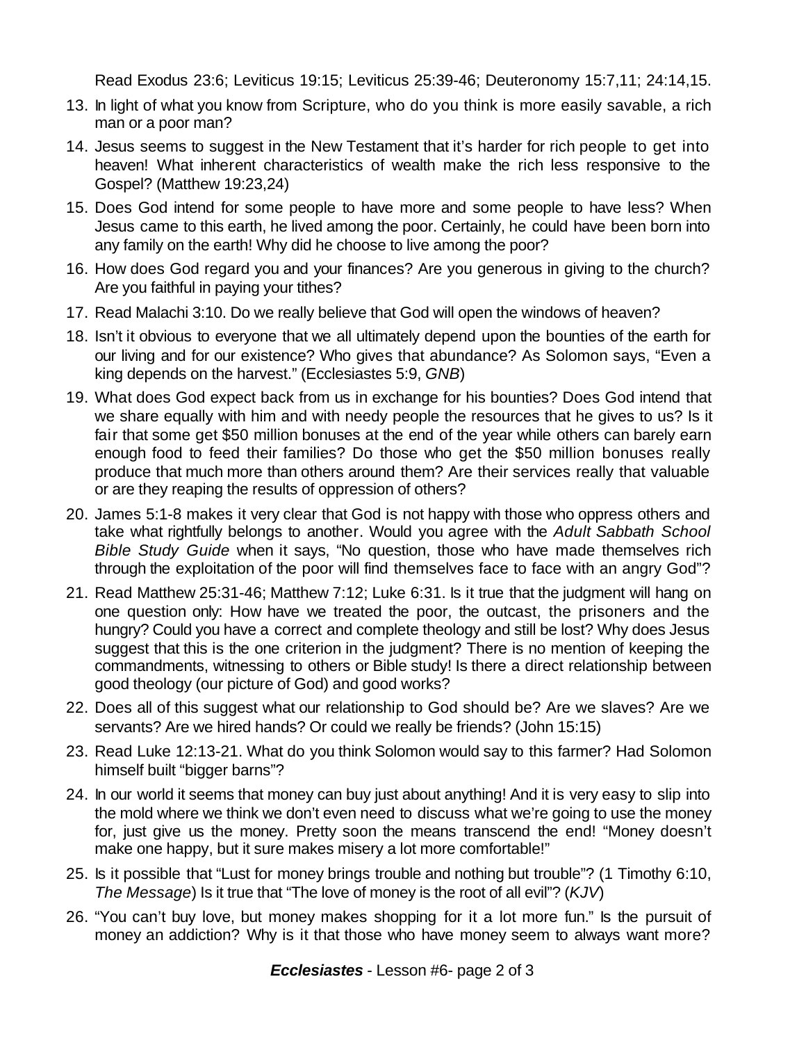Read Exodus 23:6; Leviticus 19:15; Leviticus 25:39-46; Deuteronomy 15:7,11; 24:14,15.

13. In light of what you know from Scripture, who do you think is more easily savable, a rich man or a poor man?
14. Jesus seems to suggest in the New Testament that it's harder for rich people to get into heaven! What inherent characteristics of wealth make the rich less responsive to the Gospel? (Matthew 19:23,24)
15. Does God intend for some people to have more and some people to have less? When Jesus came to this earth, he lived among the poor. Certainly, he could have been born into any family on the earth! Why did he choose to live among the poor?
16. How does God regard you and your finances? Are you generous in giving to the church? Are you faithful in paying your tithes?
17. Read Malachi 3:10. Do we really believe that God will open the windows of heaven?
18. Isn't it obvious to everyone that we all ultimately depend upon the bounties of the earth for our living and for our existence? Who gives that abundance? As Solomon says, "Even a king depends on the harvest." (Ecclesiastes 5:9, *GNB*)
19. What does God expect back from us in exchange for his bounties? Does God intend that we share equally with him and with needy people the resources that he gives to us? Is it fair that some get $50 million bonuses at the end of the year while others can barely earn enough food to feed their families? Do those who get the $50 million bonuses really produce that much more than others around them? Are their services really that valuable or are they reaping the results of oppression of others?
20. James 5:1-8 makes it very clear that God is not happy with those who oppress others and take what rightfully belongs to another. Would you agree with the *Adult Sabbath School Bible Study Guide* when it says, "No question, those who have made themselves rich through the exploitation of the poor will find themselves face to face with an angry God"?
21. Read Matthew 25:31-46; Matthew 7:12; Luke 6:31. Is it true that the judgment will hang on one question only: How have we treated the poor, the outcast, the prisoners and the hungry? Could you have a correct and complete theology and still be lost? Why does Jesus suggest that this is the one criterion in the judgment? There is no mention of keeping the commandments, witnessing to others or Bible study! Is there a direct relationship between good theology (our picture of God) and good works?
22. Does all of this suggest what our relationship to God should be? Are we slaves? Are we servants? Are we hired hands? Or could we really be friends? (John 15:15)
23. Read Luke 12:13-21. What do you think Solomon would say to this farmer? Had Solomon himself built "bigger barns"?
24. In our world it seems that money can buy just about anything! And it is very easy to slip into the mold where we think we don't even need to discuss what we're going to use the money for, just give us the money. Pretty soon the means transcend the end! "Money doesn't make one happy, but it sure makes misery a lot more comfortable!"
25. Is it possible that "Lust for money brings trouble and nothing but trouble"? (1 Timothy 6:10, *The Message*) Is it true that "The love of money is the root of all evil"? (*KJV*)
26. "You can't buy love, but money makes shopping for it a lot more fun." Is the pursuit of money an addiction? Why is it that those who have money seem to always want more?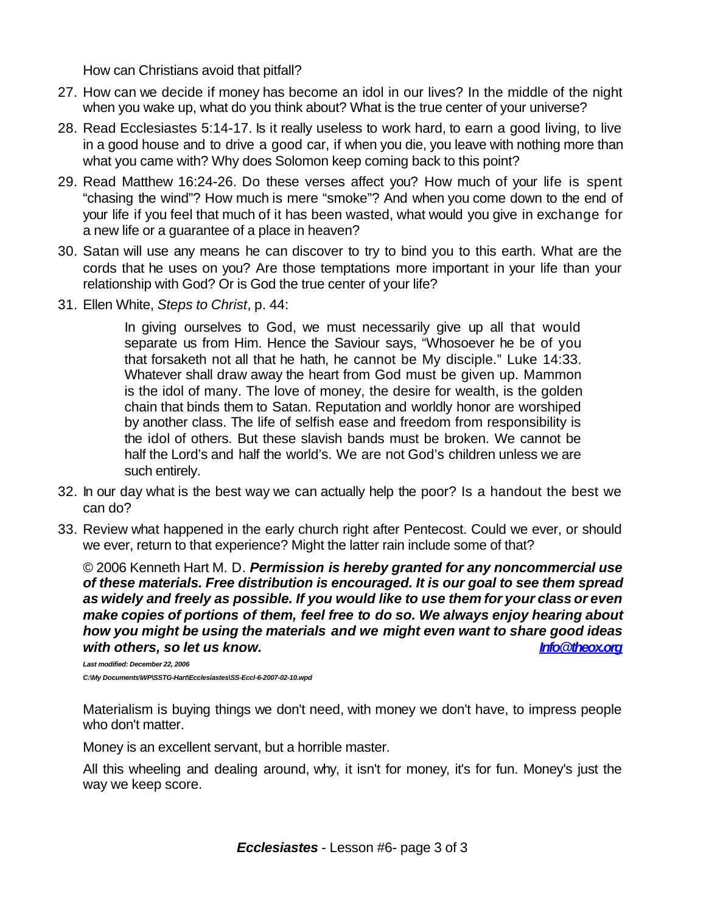How can Christians avoid that pitfall?

27. How can we decide if money has become an idol in our lives? In the middle of the night when you wake up, what do you think about? What is the true center of your universe?
28. Read Ecclesiastes 5:14-17. Is it really useless to work hard, to earn a good living, to live in a good house and to drive a good car, if when you die, you leave with nothing more than what you came with? Why does Solomon keep coming back to this point?
29. Read Matthew 16:24-26. Do these verses affect you? How much of your life is spent "chasing the wind"? How much is mere "smoke"? And when you come down to the end of your life if you feel that much of it has been wasted, what would you give in exchange for a new life or a guarantee of a place in heaven?
30. Satan will use any means he can discover to try to bind you to this earth. What are the cords that he uses on you? Are those temptations more important in your life than your relationship with God? Or is God the true center of your life?
31. Ellen White, *Steps to Christ*, p. 44:

    > In giving ourselves to God, we must necessarily give up all that would separate us from Him. Hence the Saviour says, "Whosoever he be of you that forsaketh not all that he hath, he cannot be My disciple." Luke 14:33. Whatever shall draw away the heart from God must be given up. Mammon is the idol of many. The love of money, the desire for wealth, is the golden chain that binds them to Satan. Reputation and worldly honor are worshiped by another class. The life of selfish ease and freedom from responsibility is the idol of others. But these slavish bands must be broken. We cannot be half the Lord's and half the world's. We are not God's children unless we are such entirely.

32. In our day what is the best way we can actually help the poor? Is a handout the best we can do?
33. Review what happened in the early church right after Pentecost. Could we ever, or should we ever, return to that experience? Might the latter rain include some of that?

© 2006 Kenneth Hart M. D. ***Permission is hereby granted for any noncommercial use of these materials. Free distribution is encouraged. It is our goal to see them spread as widely and freely as possible. If you would like to use them for your class or even make copies of portions of them, feel free to do so. We always enjoy hearing about how you might be using the materials and we might even want to share good ideas with others, so let us know.*** ***Info@theox.org***

***Last modified: December 22, 2006***

***C:\My Documents\WP\SSTG-Hart\Ecclesiastes\SS-Eccl-6-2007-02-10.wpd***

Materialism is buying things we don't need, with money we don't have, to impress people who don't matter.

Money is an excellent servant, but a horrible master.

All this wheeling and dealing around, why, it isn't for money, it's for fun. Money's just the way we keep score.